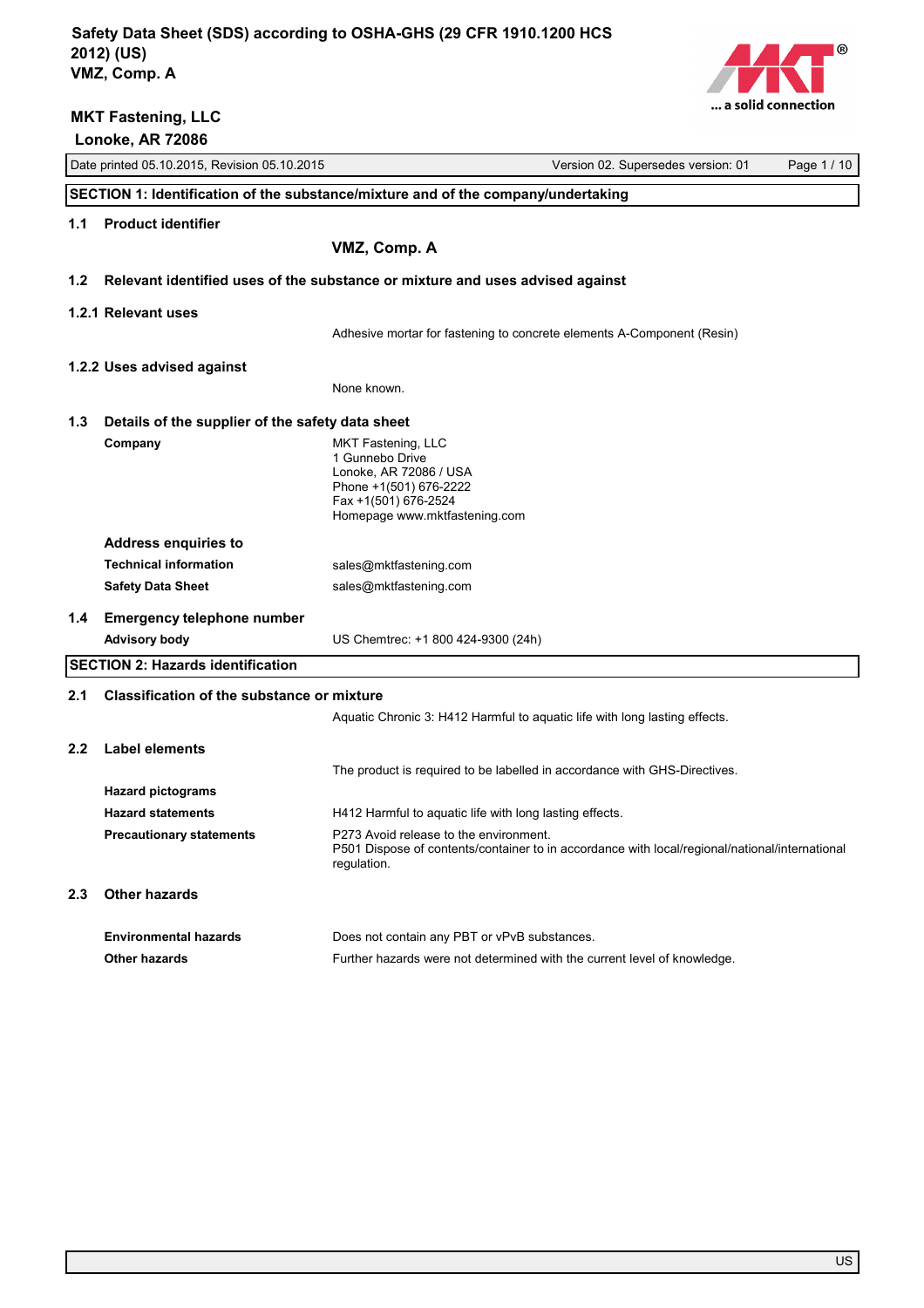# Safety Data Sheet (SDS) according to OSHA-GHS (29 CFR 1910.1200 HCS 2012) (US)

# VMZ, Comp. A

**MKT Fastening, LLC**
**Lonoke, AR 72086**

Date printed 05.10.2015, Revision 05.10.2015 — Version 02. Supersedes version: 01

## SECTION 1: Identification of the substance/mixture and of the company/undertaking

### 1.1 Product identifier

**VMZ, Comp. A**

### 1.2 Relevant identified uses of the substance or mixture and uses advised against

#### 1.2.1 Relevant uses

Adhesive mortar for fastening to concrete elements A-Component (Resin)

#### 1.2.2 Uses advised against

None known.

### 1.3 Details of the supplier of the safety data sheet

**Company**

MKT Fastening, LLC
1 Gunnebo Drive
Lonoke, AR 72086 / USA
Phone +1(501) 676-2222
Fax +1(501) 676-2524
Homepage www.mktfastening.com

**Address enquiries to**

**Technical information** sales@mktfastening.com

**Safety Data Sheet** sales@mktfastening.com

### 1.4 Emergency telephone number

**Advisory body** US Chemtrec: +1 800 424-9300 (24h)

## SECTION 2: Hazards identification

### 2.1 Classification of the substance or mixture

Aquatic Chronic 3: H412 Harmful to aquatic life with long lasting effects.

### 2.2 Label elements

The product is required to be labelled in accordance with GHS-Directives.

**Hazard pictograms**

**Hazard statements** H412 Harmful to aquatic life with long lasting effects.

**Precautionary statements** P273 Avoid release to the environment.
P501 Dispose of contents/container to in accordance with local/regional/national/international regulation.

### 2.3 Other hazards

**Environmental hazards** Does not contain any PBT or vPvB substances.

**Other hazards** Further hazards were not determined with the current level of knowledge.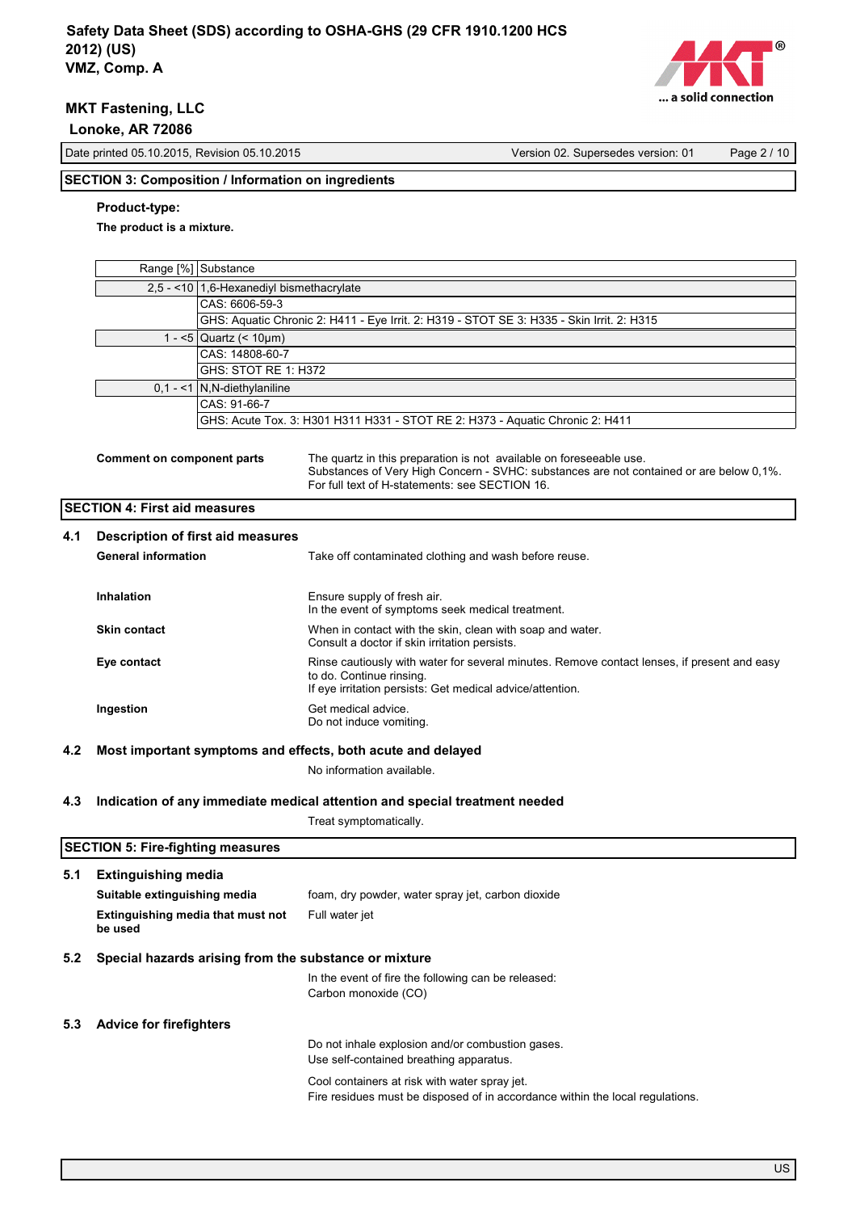## SECTION 3: Composition / Information on ingredients

**Product-type:**

**The product is a mixture.**

| Range [%] | Substance |
|---|---|
| 2,5 - <10 | 1,6-Hexanediyl bismethacrylate |
| | CAS: 6606-59-3 |
| | GHS: Aquatic Chronic 2: H411 - Eye Irrit. 2: H319 - STOT SE 3: H335 - Skin Irrit. 2: H315 |
| 1 - <5 | Quartz (< 10µm) |
| | CAS: 14808-60-7 |
| | GHS: STOT RE 1: H372 |
| 0,1 - <1 | N,N-diethylaniline |
| | CAS: 91-66-7 |
| | GHS: Acute Tox. 3: H301 H311 H331 - STOT RE 2: H373 - Aquatic Chronic 2: H411 |

**Comment on component parts**

The quartz in this preparation is not available on foreseeable use.
Substances of Very High Concern - SVHC: substances are not contained or are below 0,1%.
For full text of H-statements: see SECTION 16.

## SECTION 4: First aid measures

### 4.1 Description of first aid measures

**General information**

Take off contaminated clothing and wash before reuse.

**Inhalation**

Ensure supply of fresh air.
In the event of symptoms seek medical treatment.

**Skin contact**

When in contact with the skin, clean with soap and water.
Consult a doctor if skin irritation persists.

**Eye contact**

Rinse cautiously with water for several minutes. Remove contact lenses, if present and easy to do. Continue rinsing.
If eye irritation persists: Get medical advice/attention.

**Ingestion**

Get medical advice.
Do not induce vomiting.

### 4.2 Most important symptoms and effects, both acute and delayed

No information available.

### 4.3 Indication of any immediate medical attention and special treatment needed

Treat symptomatically.

## SECTION 5: Fire-fighting measures

### 5.1 Extinguishing media

**Suitable extinguishing media**

foam, dry powder, water spray jet, carbon dioxide

**Extinguishing media that must not be used**

Full water jet

### 5.2 Special hazards arising from the substance or mixture

In the event of fire the following can be released:
Carbon monoxide (CO)

### 5.3 Advice for firefighters

Do not inhale explosion and/or combustion gases.
Use self-contained breathing apparatus.

Cool containers at risk with water spray jet.
Fire residues must be disposed of in accordance within the local regulations.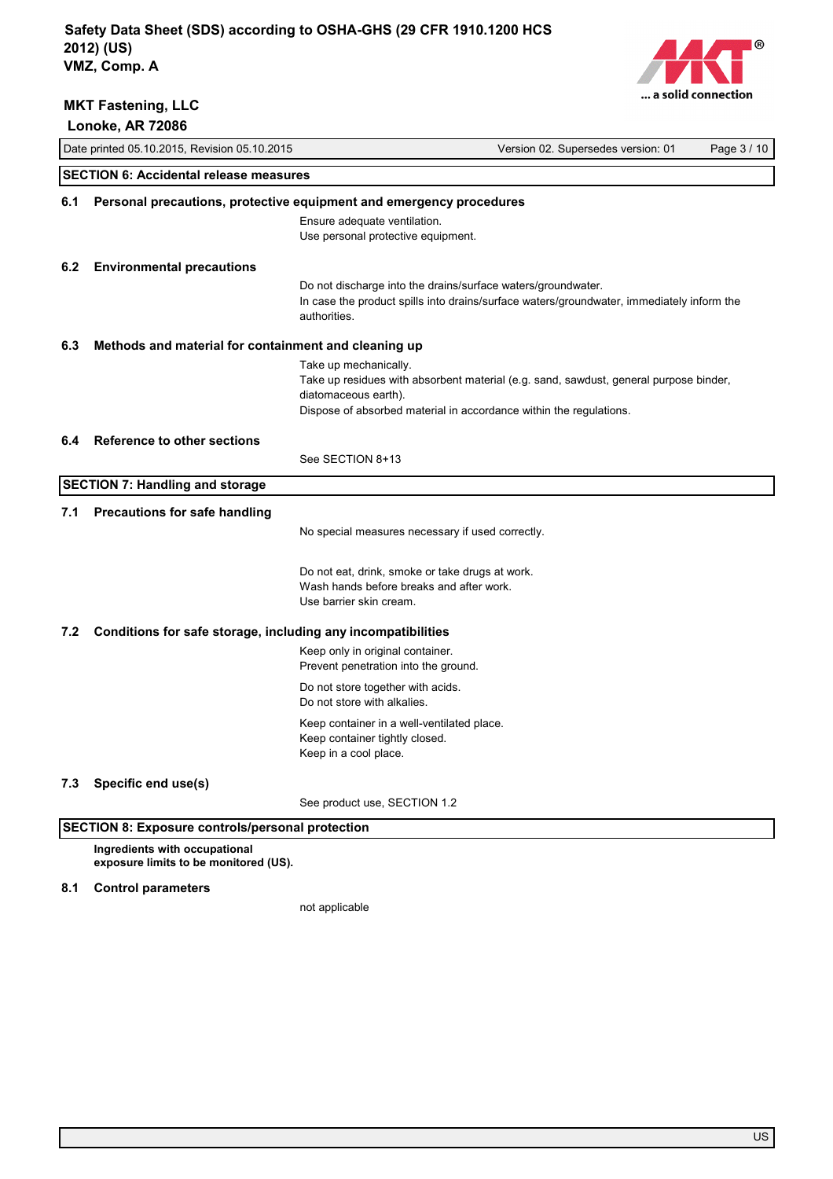## SECTION 6: Accidental release measures

### 6.1 Personal precautions, protective equipment and emergency procedures

Ensure adequate ventilation.
Use personal protective equipment.

### 6.2 Environmental precautions

Do not discharge into the drains/surface waters/groundwater.
In case the product spills into drains/surface waters/groundwater, immediately inform the authorities.

### 6.3 Methods and material for containment and cleaning up

Take up mechanically.
Take up residues with absorbent material (e.g. sand, sawdust, general purpose binder, diatomaceous earth).
Dispose of absorbed material in accordance within the regulations.

### 6.4 Reference to other sections

See SECTION 8+13

## SECTION 7: Handling and storage

### 7.1 Precautions for safe handling

No special measures necessary if used correctly.

Do not eat, drink, smoke or take drugs at work.
Wash hands before breaks and after work.
Use barrier skin cream.

### 7.2 Conditions for safe storage, including any incompatibilities

Keep only in original container.
Prevent penetration into the ground.

Do not store together with acids.
Do not store with alkalies.

Keep container in a well-ventilated place.
Keep container tightly closed.
Keep in a cool place.

### 7.3 Specific end use(s)

See product use, SECTION 1.2

## SECTION 8: Exposure controls/personal protection

**Ingredients with occupational exposure limits to be monitored (US).**

### 8.1 Control parameters

not applicable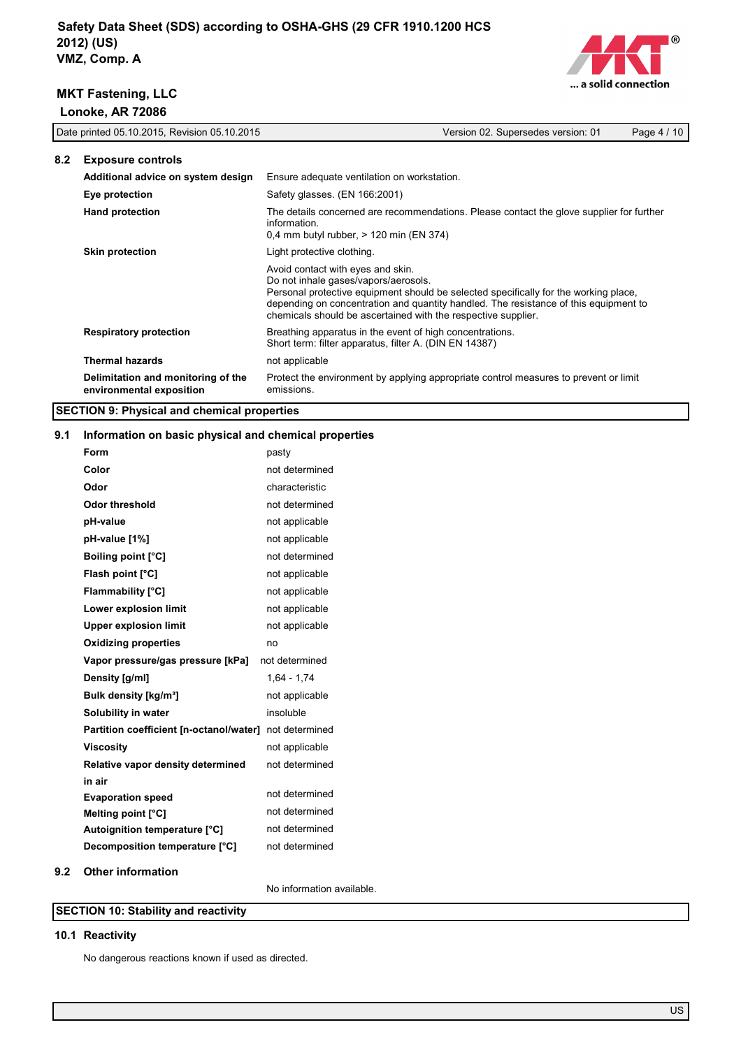## 8.2 Exposure controls

| | |
|---|---|
| **Additional advice on system design** | Ensure adequate ventilation on workstation. |
| **Eye protection** | Safety glasses. (EN 166:2001) |
| **Hand protection** | The details concerned are recommendations. Please contact the glove supplier for further information.<br>0,4 mm butyl rubber, > 120 min (EN 374) |
| **Skin protection** | Light protective clothing. |
| | Avoid contact with eyes and skin.<br>Do not inhale gases/vapors/aerosols.<br>Personal protective equipment should be selected specifically for the working place, depending on concentration and quantity handled. The resistance of this equipment to chemicals should be ascertained with the respective supplier. |
| **Respiratory protection** | Breathing apparatus in the event of high concentrations.<br>Short term: filter apparatus, filter A. (DIN EN 14387) |
| **Thermal hazards** | not applicable |
| **Delimitation and monitoring of the environmental exposition** | Protect the environment by applying appropriate control measures to prevent or limit emissions. |

# SECTION 9: Physical and chemical properties

## 9.1 Information on basic physical and chemical properties

| | |
|---|---|
| **Form** | pasty |
| **Color** | not determined |
| **Odor** | characteristic |
| **Odor threshold** | not determined |
| **pH-value** | not applicable |
| **pH-value [1%]** | not applicable |
| **Boiling point [°C]** | not determined |
| **Flash point [°C]** | not applicable |
| **Flammability [°C]** | not applicable |
| **Lower explosion limit** | not applicable |
| **Upper explosion limit** | not applicable |
| **Oxidizing properties** | no |
| **Vapor pressure/gas pressure [kPa]** | not determined |
| **Density [g/ml]** | 1,64 - 1,74 |
| **Bulk density [kg/m³]** | not applicable |
| **Solubility in water** | insoluble |
| **Partition coefficient [n-octanol/water]** | not determined |
| **Viscosity** | not applicable |
| **Relative vapor density determined in air** | not determined |
| **Evaporation speed** | not determined |
| **Melting point [°C]** | not determined |
| **Autoignition temperature [°C]** | not determined |
| **Decomposition temperature [°C]** | not determined |

## 9.2 Other information

No information available.

# SECTION 10: Stability and reactivity

## 10.1 Reactivity

No dangerous reactions known if used as directed.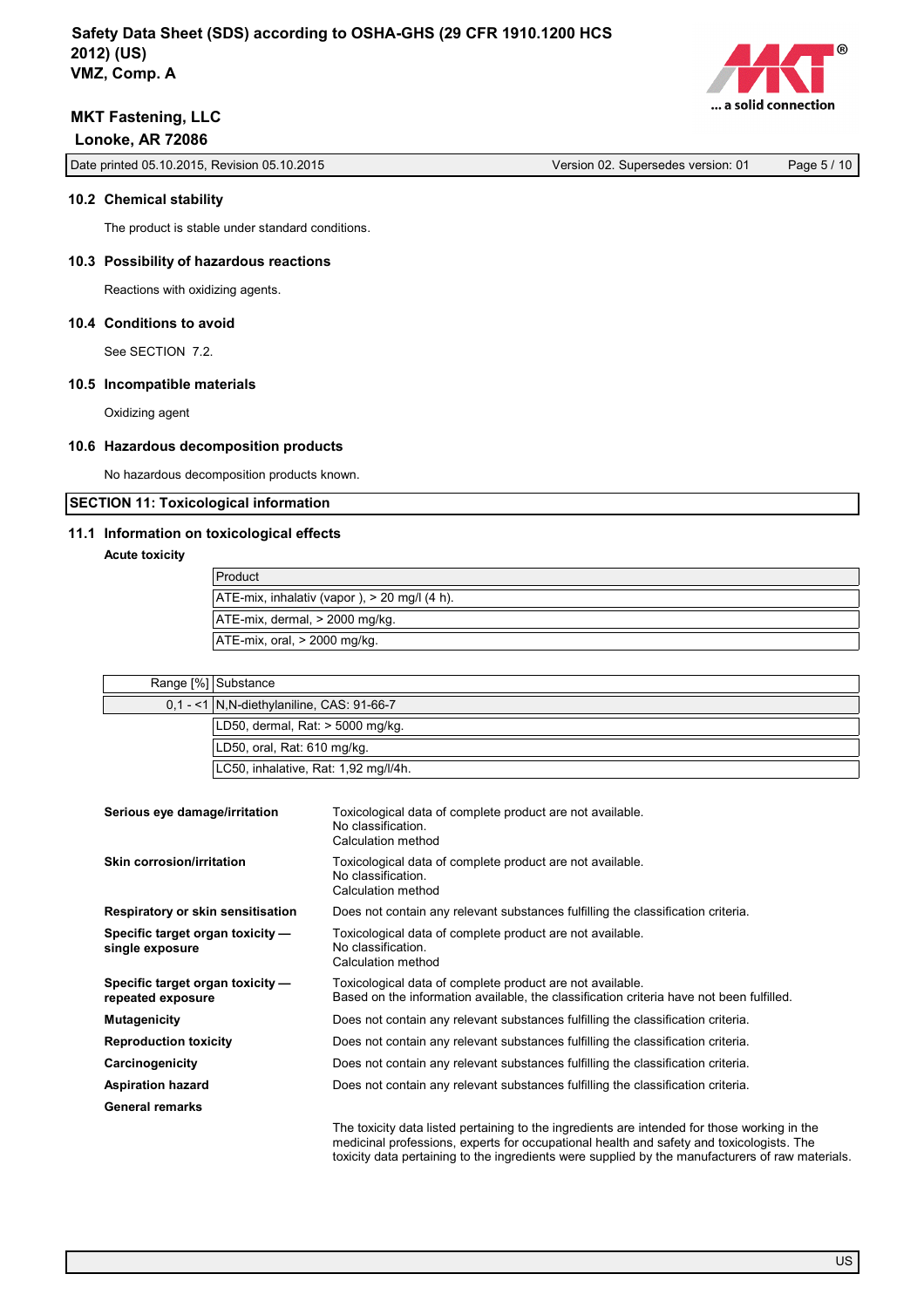### 10.2 Chemical stability

The product is stable under standard conditions.

### 10.3 Possibility of hazardous reactions

Reactions with oxidizing agents.

### 10.4 Conditions to avoid

See SECTION 7.2.

### 10.5 Incompatible materials

Oxidizing agent

### 10.6 Hazardous decomposition products

No hazardous decomposition products known.

## SECTION 11: Toxicological information

### 11.1 Information on toxicological effects

**Acute toxicity**

| Product |
|---|
| ATE-mix, inhalativ (vapor ), > 20 mg/l (4 h). |
| ATE-mix, dermal, > 2000 mg/kg. |
| ATE-mix, oral, > 2000 mg/kg. |

| Range [%] | Substance |
|---|---|
| 0,1 - <1 | N,N-diethylaniline, CAS: 91-66-7 |
| | LD50, dermal, Rat: > 5000 mg/kg. |
| | LD50, oral, Rat: 610 mg/kg. |
| | LC50, inhalative, Rat: 1,92 mg/l/4h. |

**Serious eye damage/irritation**
Toxicological data of complete product are not available.
No classification.
Calculation method

**Skin corrosion/irritation**
Toxicological data of complete product are not available.
No classification.
Calculation method

**Respiratory or skin sensitisation**
Does not contain any relevant substances fulfilling the classification criteria.

**Specific target organ toxicity — single exposure**
Toxicological data of complete product are not available.
No classification.
Calculation method

**Specific target organ toxicity — repeated exposure**
Toxicological data of complete product are not available.
Based on the information available, the classification criteria have not been fulfilled.

**Mutagenicity**
Does not contain any relevant substances fulfilling the classification criteria.

**Reproduction toxicity**
Does not contain any relevant substances fulfilling the classification criteria.

**Carcinogenicity**
Does not contain any relevant substances fulfilling the classification criteria.

**Aspiration hazard**
Does not contain any relevant substances fulfilling the classification criteria.

**General remarks**

The toxicity data listed pertaining to the ingredients are intended for those working in the medicinal professions, experts for occupational health and safety and toxicologists. The toxicity data pertaining to the ingredients were supplied by the manufacturers of raw materials.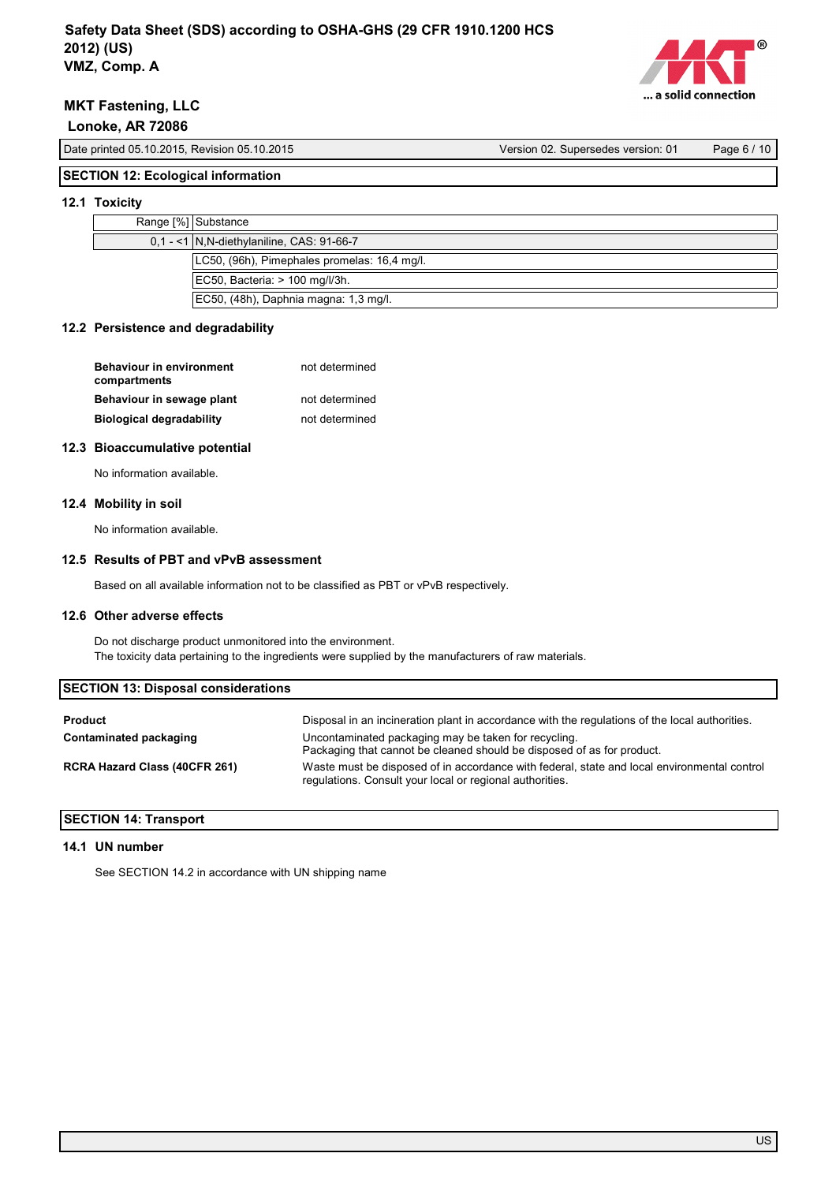## SECTION 12: Ecological information

### 12.1 Toxicity

| Range [%] | Substance |
|---|---|
| 0,1 - <1 | N,N-diethylaniline, CAS: 91-66-7 |
| | LC50, (96h), Pimephales promelas: 16,4 mg/l. |
| | EC50, Bacteria: > 100 mg/l/3h. |
| | EC50, (48h), Daphnia magna: 1,3 mg/l. |

### 12.2 Persistence and degradability

| | |
|---|---|
| **Behaviour in environment compartments** | not determined |
| **Behaviour in sewage plant** | not determined |
| **Biological degradability** | not determined |

### 12.3 Bioaccumulative potential

No information available.

### 12.4 Mobility in soil

No information available.

### 12.5 Results of PBT and vPvB assessment

Based on all available information not to be classified as PBT or vPvB respectively.

### 12.6 Other adverse effects

Do not discharge product unmonitored into the environment.
The toxicity data pertaining to the ingredients were supplied by the manufacturers of raw materials.

## SECTION 13: Disposal considerations

| | |
|---|---|
| **Product** | Disposal in an incineration plant in accordance with the regulations of the local authorities. |
| **Contaminated packaging** | Uncontaminated packaging may be taken for recycling. Packaging that cannot be cleaned should be disposed of as for product. |
| **RCRA Hazard Class (40CFR 261)** | Waste must be disposed of in accordance with federal, state and local environmental control regulations. Consult your local or regional authorities. |

## SECTION 14: Transport

### 14.1 UN number

See SECTION 14.2 in accordance with UN shipping name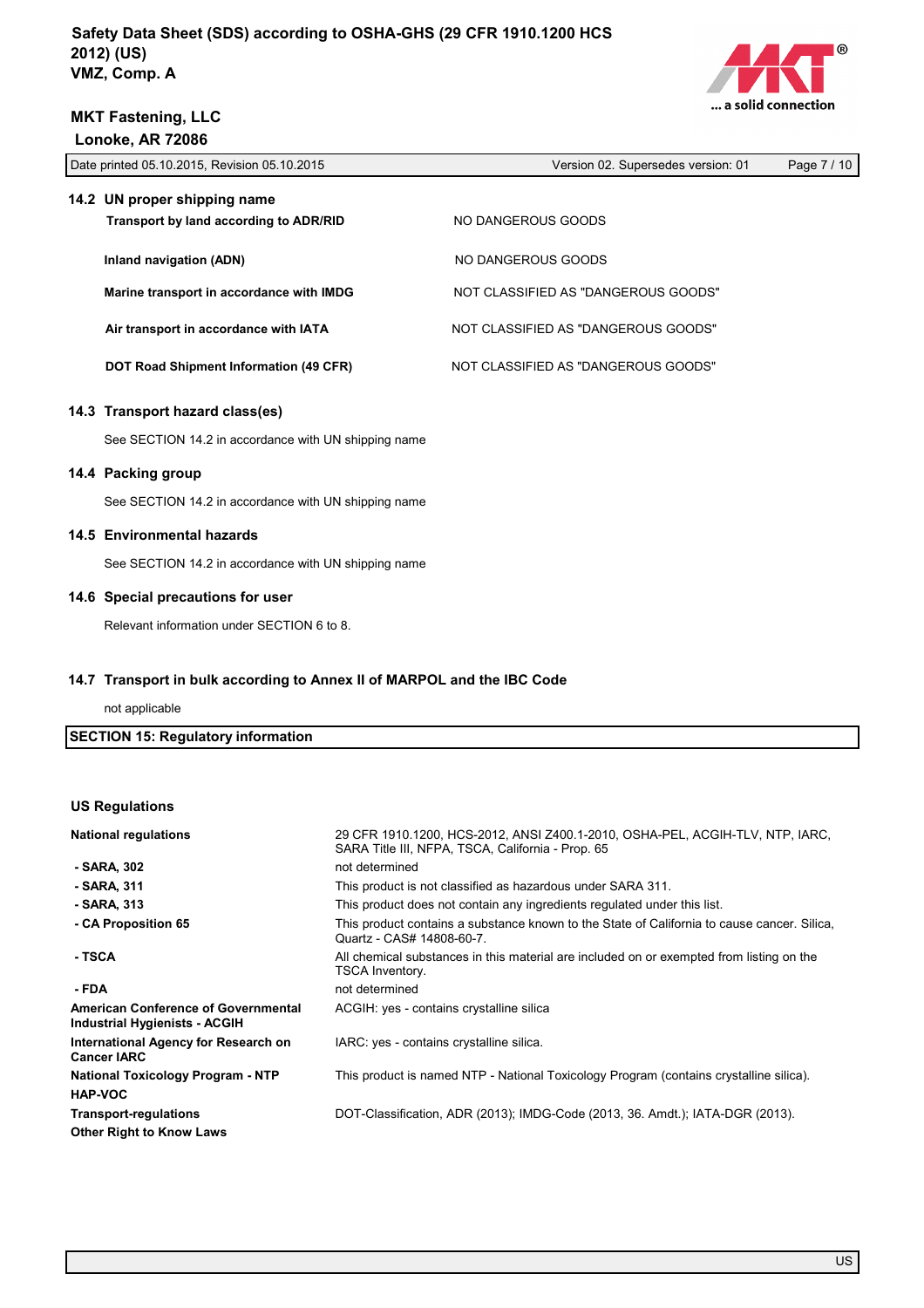### 14.2 UN proper shipping name

| | |
|---|---|
| **Transport by land according to ADR/RID** | NO DANGEROUS GOODS |
| **Inland navigation (ADN)** | NO DANGEROUS GOODS |
| **Marine transport in accordance with IMDG** | NOT CLASSIFIED AS "DANGEROUS GOODS" |
| **Air transport in accordance with IATA** | NOT CLASSIFIED AS "DANGEROUS GOODS" |
| **DOT Road Shipment Information (49 CFR)** | NOT CLASSIFIED AS "DANGEROUS GOODS" |

### 14.3 Transport hazard class(es)

See SECTION 14.2 in accordance with UN shipping name

### 14.4 Packing group

See SECTION 14.2 in accordance with UN shipping name

### 14.5 Environmental hazards

See SECTION 14.2 in accordance with UN shipping name

### 14.6 Special precautions for user

Relevant information under SECTION 6 to 8.

### 14.7 Transport in bulk according to Annex II of MARPOL and the IBC Code

not applicable

## SECTION 15: Regulatory information

### US Regulations

| | |
|---|---|
| **National regulations** | 29 CFR 1910.1200, HCS-2012, ANSI Z400.1-2010, OSHA-PEL, ACGIH-TLV, NTP, IARC, SARA Title III, NFPA, TSCA, California - Prop. 65 |
| **- SARA, 302** | not determined |
| **- SARA, 311** | This product is not classified as hazardous under SARA 311. |
| **- SARA, 313** | This product does not contain any ingredients regulated under this list. |
| **- CA Proposition 65** | This product contains a substance known to the State of California to cause cancer. Silica, Quartz - CAS# 14808-60-7. |
| **- TSCA** | All chemical substances in this material are included on or exempted from listing on the TSCA Inventory. |
| **- FDA** | not determined |
| **American Conference of Governmental Industrial Hygienists - ACGIH** | ACGIH: yes - contains crystalline silica |
| **International Agency for Research on Cancer IARC** | IARC: yes - contains crystalline silica. |
| **National Toxicology Program - NTP** | This product is named NTP - National Toxicology Program (contains crystalline silica). |
| **HAP-VOC** | |
| **Transport-regulations** | DOT-Classification, ADR (2013); IMDG-Code (2013, 36. Amdt.); IATA-DGR (2013). |
| **Other Right to Know Laws** | |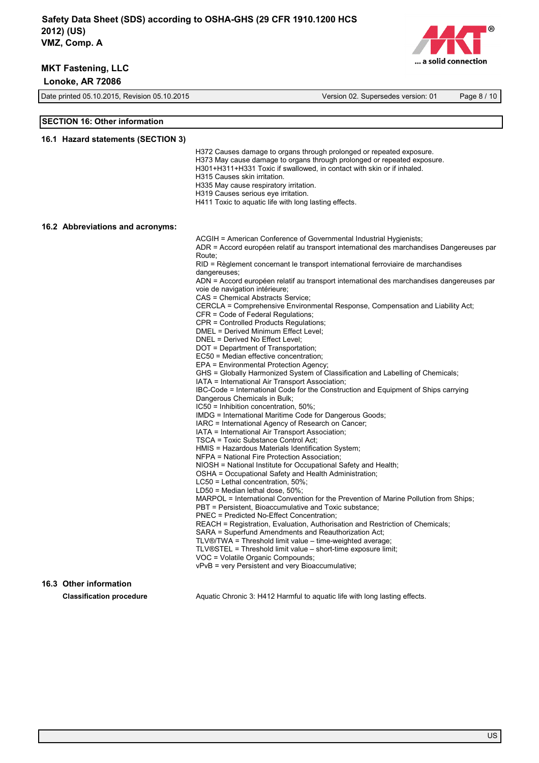## SECTION 16: Other information

### 16.1 Hazard statements (SECTION 3)

H372 Causes damage to organs through prolonged or repeated exposure.
H373 May cause damage to organs through prolonged or repeated exposure.
H301+H311+H331 Toxic if swallowed, in contact with skin or if inhaled.
H315 Causes skin irritation.
H335 May cause respiratory irritation.
H319 Causes serious eye irritation.
H411 Toxic to aquatic life with long lasting effects.

### 16.2 Abbreviations and acronyms:

ACGIH = American Conference of Governmental Industrial Hygienists;
ADR = Accord européen relatif au transport international des marchandises Dangereuses par Route;
RID = Règlement concernant le transport international ferroviaire de marchandises dangereuses;
ADN = Accord européen relatif au transport international des marchandises dangereuses par voie de navigation intérieure;
CAS = Chemical Abstracts Service;
CERCLA = Comprehensive Environmental Response, Compensation and Liability Act;
CFR = Code of Federal Regulations;
CPR = Controlled Products Regulations;
DMEL = Derived Minimum Effect Level;
DNEL = Derived No Effect Level;
DOT = Department of Transportation;
EC50 = Median effective concentration;
EPA = Environmental Protection Agency;
GHS = Globally Harmonized System of Classification and Labelling of Chemicals;
IATA = International Air Transport Association;
IBC-Code = International Code for the Construction and Equipment of Ships carrying Dangerous Chemicals in Bulk;
IC50 = Inhibition concentration, 50%;
IMDG = International Maritime Code for Dangerous Goods;
IARC = International Agency of Research on Cancer;
IATA = International Air Transport Association;
TSCA = Toxic Substance Control Act;
HMIS = Hazardous Materials Identification System;
NFPA = National Fire Protection Association;
NIOSH = National Institute for Occupational Safety and Health;
OSHA = Occupational Safety and Health Administration;
LC50 = Lethal concentration, 50%;
LD50 = Median lethal dose, 50%;
MARPOL = International Convention for the Prevention of Marine Pollution from Ships;
PBT = Persistent, Bioaccumulative and Toxic substance;
PNEC = Predicted No-Effect Concentration;
REACH = Registration, Evaluation, Authorisation and Restriction of Chemicals;
SARA = Superfund Amendments and Reauthorization Act;
TLV®/TWA = Threshold limit value – time-weighted average;
TLV®STEL = Threshold limit value – short-time exposure limit;
VOC = Volatile Organic Compounds;
vPvB = very Persistent and very Bioaccumulative;

### 16.3 Other information

**Classification procedure**

Aquatic Chronic 3: H412 Harmful to aquatic life with long lasting effects.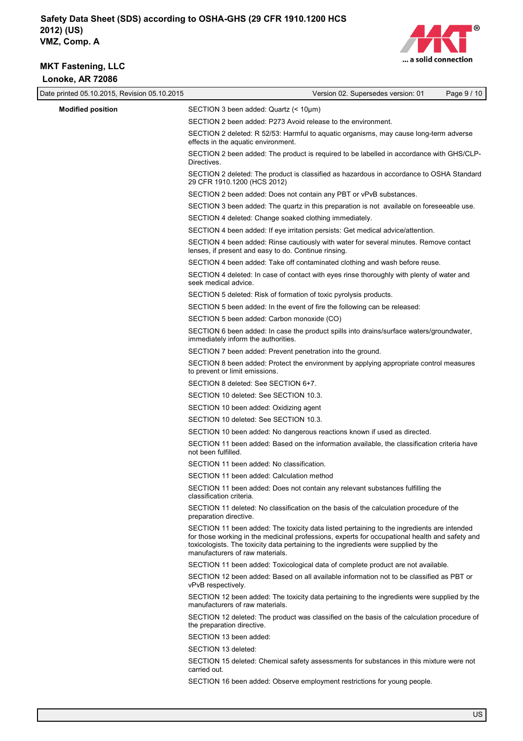**Modified position**

SECTION 3 been added: Quartz (< 10µm)

SECTION 2 been added: P273 Avoid release to the environment.

SECTION 2 deleted: R 52/53: Harmful to aquatic organisms, may cause long-term adverse effects in the aquatic environment.

SECTION 2 been added: The product is required to be labelled in accordance with GHS/CLP-Directives.

SECTION 2 deleted: The product is classified as hazardous in accordance to OSHA Standard 29 CFR 1910.1200 (HCS 2012)

SECTION 2 been added: Does not contain any PBT or vPvB substances.

SECTION 3 been added: The quartz in this preparation is not available on foreseeable use.

SECTION 4 deleted: Change soaked clothing immediately.

SECTION 4 been added: If eye irritation persists: Get medical advice/attention.

SECTION 4 been added: Rinse cautiously with water for several minutes. Remove contact lenses, if present and easy to do. Continue rinsing.

SECTION 4 been added: Take off contaminated clothing and wash before reuse.

SECTION 4 deleted: In case of contact with eyes rinse thoroughly with plenty of water and seek medical advice.

SECTION 5 deleted: Risk of formation of toxic pyrolysis products.

SECTION 5 been added: In the event of fire the following can be released:

SECTION 5 been added: Carbon monoxide (CO)

SECTION 6 been added: In case the product spills into drains/surface waters/groundwater, immediately inform the authorities.

SECTION 7 been added: Prevent penetration into the ground.

SECTION 8 been added: Protect the environment by applying appropriate control measures to prevent or limit emissions.

SECTION 8 deleted: See SECTION 6+7.

SECTION 10 deleted: See SECTION 10.3.

SECTION 10 been added: Oxidizing agent

SECTION 10 deleted: See SECTION 10.3.

SECTION 10 been added: No dangerous reactions known if used as directed.

SECTION 11 been added: Based on the information available, the classification criteria have not been fulfilled.

SECTION 11 been added: No classification.

SECTION 11 been added: Calculation method

SECTION 11 been added: Does not contain any relevant substances fulfilling the classification criteria.

SECTION 11 deleted: No classification on the basis of the calculation procedure of the preparation directive.

SECTION 11 been added: The toxicity data listed pertaining to the ingredients are intended for those working in the medicinal professions, experts for occupational health and safety and toxicologists. The toxicity data pertaining to the ingredients were supplied by the manufacturers of raw materials.

SECTION 11 been added: Toxicological data of complete product are not available.

SECTION 12 been added: Based on all available information not to be classified as PBT or vPvB respectively.

SECTION 12 been added: The toxicity data pertaining to the ingredients were supplied by the manufacturers of raw materials.

SECTION 12 deleted: The product was classified on the basis of the calculation procedure of the preparation directive.

SECTION 13 been added:

SECTION 13 deleted:

SECTION 15 deleted: Chemical safety assessments for substances in this mixture were not carried out.

SECTION 16 been added: Observe employment restrictions for young people.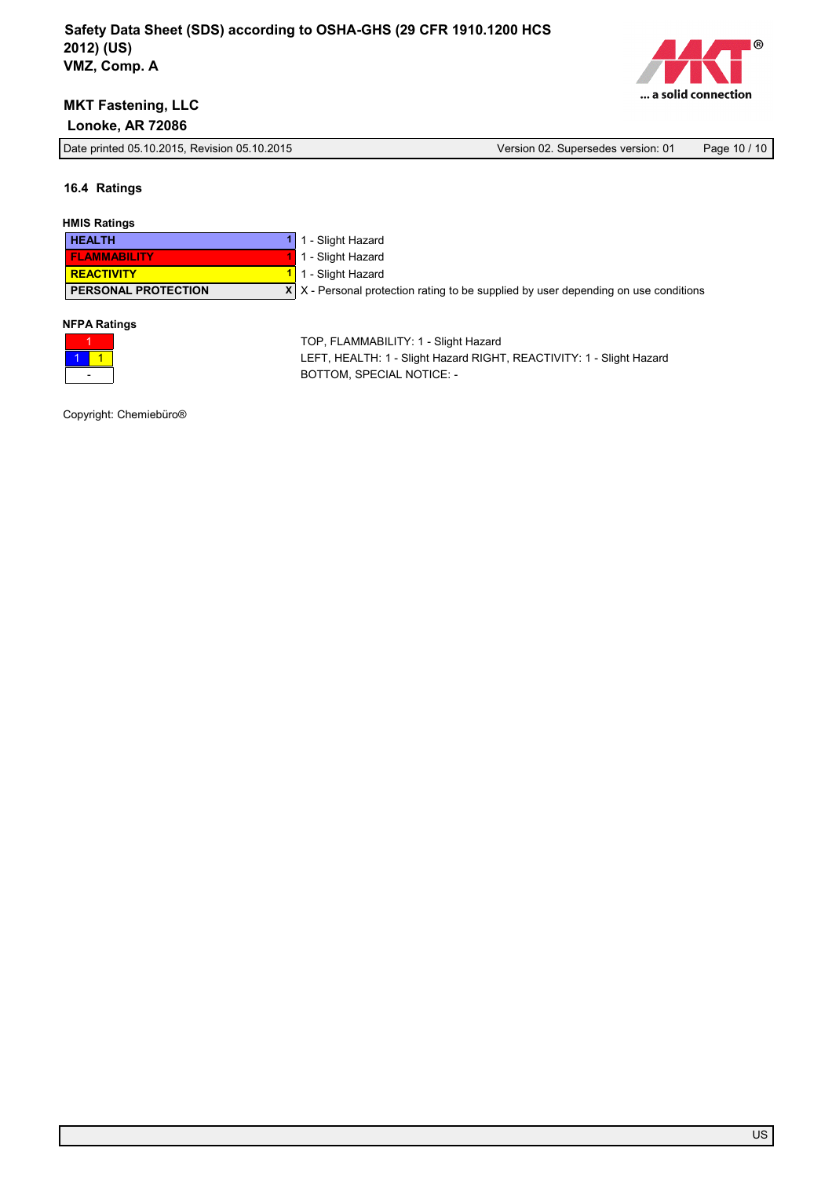### 16.4 Ratings

**HMIS Ratings**

| | | |
|---|---|---|
| HEALTH | 1 | 1 - Slight Hazard |
| FLAMMABILITY | 1 | 1 - Slight Hazard |
| REACTIVITY | 1 | 1 - Slight Hazard |
| PERSONAL PROTECTION | X | X - Personal protection rating to be supplied by user depending on use conditions |

**NFPA Ratings**

| | |
|---|---|
| 1 | |
| 1 | 1 |
| - | |

TOP, FLAMMABILITY: 1 - Slight Hazard
LEFT, HEALTH: 1 - Slight Hazard RIGHT, REACTIVITY: 1 - Slight Hazard
BOTTOM, SPECIAL NOTICE: -

Copyright: Chemiebüro®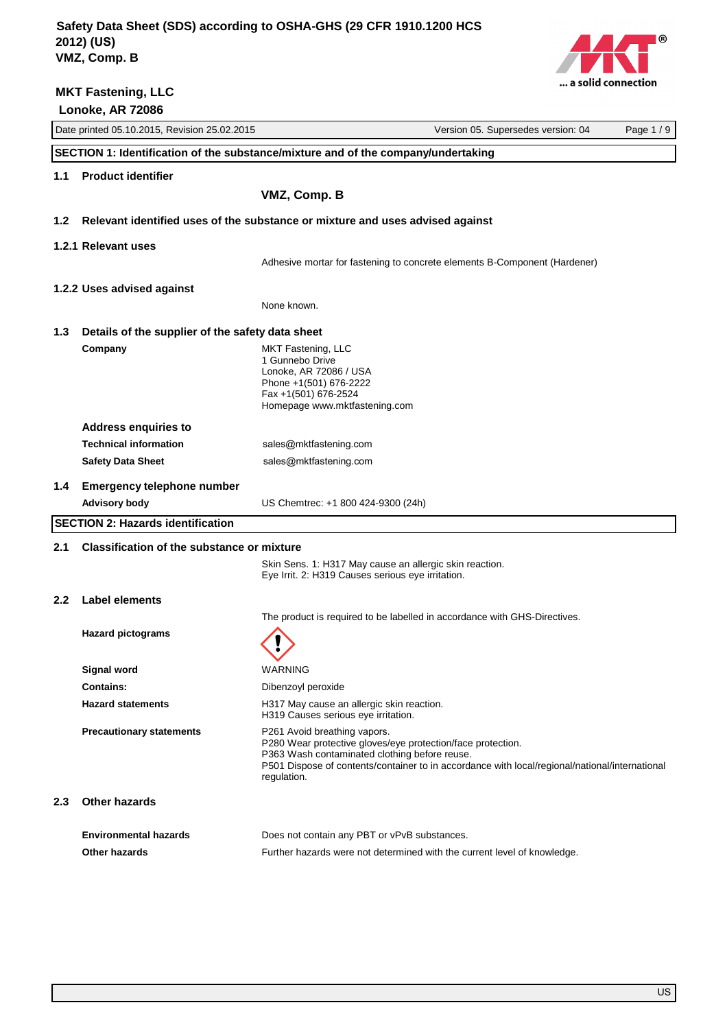# Safety Data Sheet (SDS) according to OSHA-GHS (29 CFR 1910.1200 HCS 2012) (US)
# VMZ, Comp. B

**MKT Fastening, LLC**
**Lonoke, AR 72086**

Date printed 05.10.2015, Revision 25.02.2015 | Version 05. Supersedes version: 04

## SECTION 1: Identification of the substance/mixture and of the company/undertaking

### 1.1 Product identifier

**VMZ, Comp. B**

### 1.2 Relevant identified uses of the substance or mixture and uses advised against

#### 1.2.1 Relevant uses

Adhesive mortar for fastening to concrete elements B-Component (Hardener)

#### 1.2.2 Uses advised against

None known.

### 1.3 Details of the supplier of the safety data sheet

**Company**

MKT Fastening, LLC
1 Gunnebo Drive
Lonoke, AR 72086 / USA
Phone +1(501) 676-2222
Fax +1(501) 676-2524
Homepage www.mktfastening.com

**Address enquiries to**

| | |
|---|---|
| **Technical information** | sales@mktfastening.com |
| **Safety Data Sheet** | sales@mktfastening.com |

### 1.4 Emergency telephone number

| | |
|---|---|
| **Advisory body** | US Chemtrec: +1 800 424-9300 (24h) |

## SECTION 2: Hazards identification

### 2.1 Classification of the substance or mixture

Skin Sens. 1: H317 May cause an allergic skin reaction.
Eye Irrit. 2: H319 Causes serious eye irritation.

### 2.2 Label elements

The product is required to be labelled in accordance with GHS-Directives.

**Hazard pictograms**

**Signal word**: WARNING

**Contains:** Dibenzoyl peroxide

**Hazard statements**

H317 May cause an allergic skin reaction.
H319 Causes serious eye irritation.

**Precautionary statements**

P261 Avoid breathing vapors.
P280 Wear protective gloves/eye protection/face protection.
P363 Wash contaminated clothing before reuse.
P501 Dispose of contents/container to in accordance with local/regional/national/international regulation.

### 2.3 Other hazards

| | |
|---|---|
| **Environmental hazards** | Does not contain any PBT or vPvB substances. |
| **Other hazards** | Further hazards were not determined with the current level of knowledge. |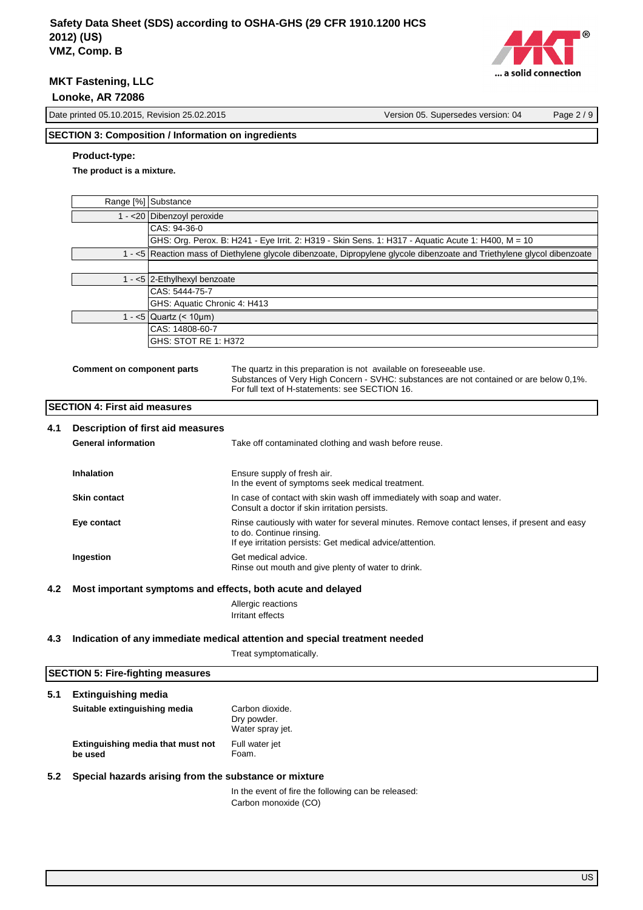## SECTION 3: Composition / Information on ingredients

**Product-type:**

**The product is a mixture.**

| Range [%] | Substance |
|---|---|
| 1 - <20 | Dibenzoyl peroxide |
| | CAS: 94-36-0 |
| | GHS: Org. Perox. B: H241 - Eye Irrit. 2: H319 - Skin Sens. 1: H317 - Aquatic Acute 1: H400, M = 10 |
| 1 - <5 | Reaction mass of Diethylene glycol dibenzoate, Dipropylene glycol dibenzoate and Triethylene glycol dibenzoate |
| | |
| 1 - <5 | 2-Ethylhexyl benzoate |
| | CAS: 5444-75-7 |
| | GHS: Aquatic Chronic 4: H413 |
| 1 - <5 | Quartz (< 10µm) |
| | CAS: 14808-60-7 |
| | GHS: STOT RE 1: H372 |

**Comment on component parts**

The quartz in this preparation is not available on foreseeable use.
Substances of Very High Concern - SVHC: substances are not contained or are below 0,1%.
For full text of H-statements: see SECTION 16.

## SECTION 4: First aid measures

### 4.1 Description of first aid measures

**General information**

Take off contaminated clothing and wash before reuse.

**Inhalation**

Ensure supply of fresh air.
In the event of symptoms seek medical treatment.

**Skin contact**

In case of contact with skin wash off immediately with soap and water.
Consult a doctor if skin irritation persists.

**Eye contact**

Rinse cautiously with water for several minutes. Remove contact lenses, if present and easy to do. Continue rinsing.
If eye irritation persists: Get medical advice/attention.

**Ingestion**

Get medical advice.
Rinse out mouth and give plenty of water to drink.

### 4.2 Most important symptoms and effects, both acute and delayed

Allergic reactions
Irritant effects

### 4.3 Indication of any immediate medical attention and special treatment needed

Treat symptomatically.

## SECTION 5: Fire-fighting measures

### 5.1 Extinguishing media

**Suitable extinguishing media**

Carbon dioxide.
Dry powder.
Water spray jet.

**Extinguishing media that must not be used**

Full water jet
Foam.

### 5.2 Special hazards arising from the substance or mixture

In the event of fire the following can be released:
Carbon monoxide (CO)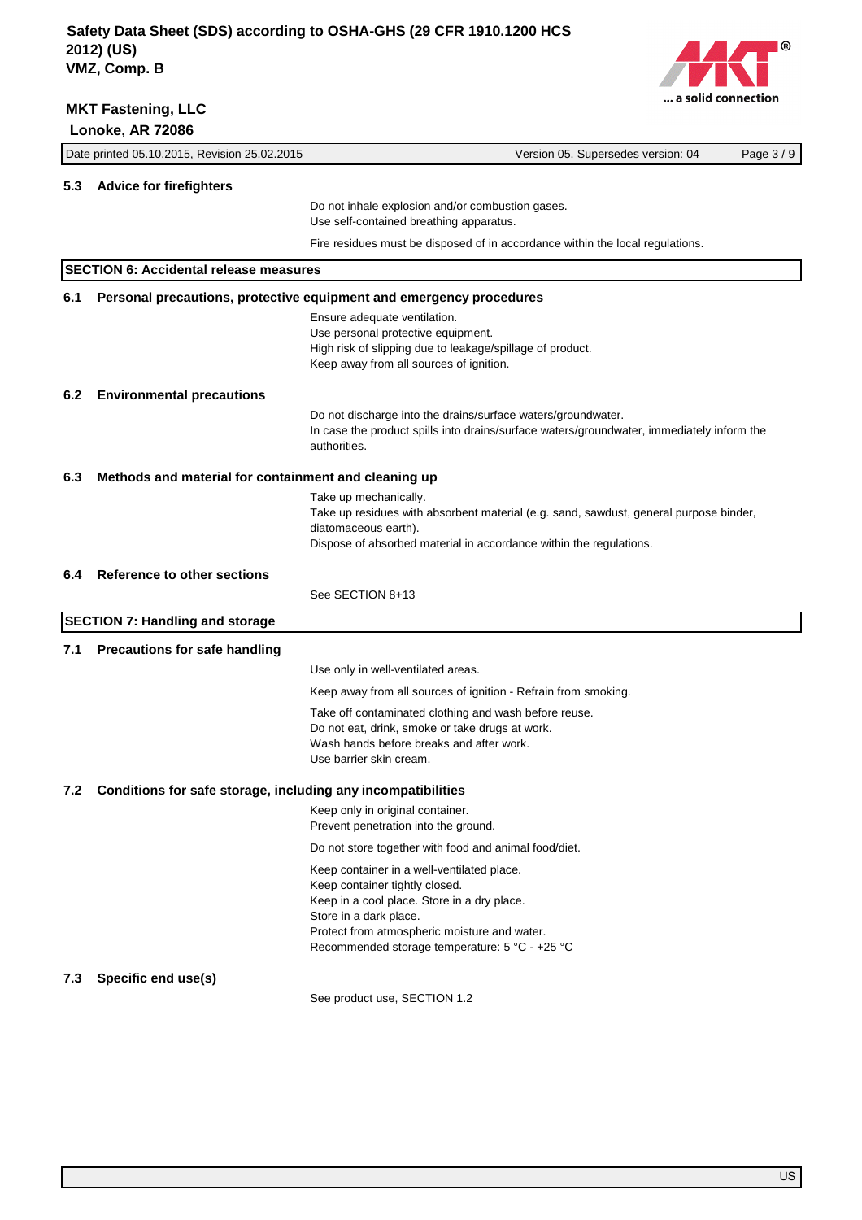### 5.3 Advice for firefighters

Do not inhale explosion and/or combustion gases.
Use self-contained breathing apparatus.

Fire residues must be disposed of in accordance within the local regulations.

## SECTION 6: Accidental release measures

### 6.1 Personal precautions, protective equipment and emergency procedures

Ensure adequate ventilation.
Use personal protective equipment.
High risk of slipping due to leakage/spillage of product.
Keep away from all sources of ignition.

### 6.2 Environmental precautions

Do not discharge into the drains/surface waters/groundwater.
In case the product spills into drains/surface waters/groundwater, immediately inform the authorities.

### 6.3 Methods and material for containment and cleaning up

Take up mechanically.
Take up residues with absorbent material (e.g. sand, sawdust, general purpose binder, diatomaceous earth).
Dispose of absorbed material in accordance within the regulations.

### 6.4 Reference to other sections

See SECTION 8+13

## SECTION 7: Handling and storage

### 7.1 Precautions for safe handling

Use only in well-ventilated areas.

Keep away from all sources of ignition - Refrain from smoking.

Take off contaminated clothing and wash before reuse.
Do not eat, drink, smoke or take drugs at work.
Wash hands before breaks and after work.
Use barrier skin cream.

### 7.2 Conditions for safe storage, including any incompatibilities

Keep only in original container.
Prevent penetration into the ground.

Do not store together with food and animal food/diet.

Keep container in a well-ventilated place.
Keep container tightly closed.
Keep in a cool place. Store in a dry place.
Store in a dark place.
Protect from atmospheric moisture and water.
Recommended storage temperature: 5 °C - +25 °C

### 7.3 Specific end use(s)

See product use, SECTION 1.2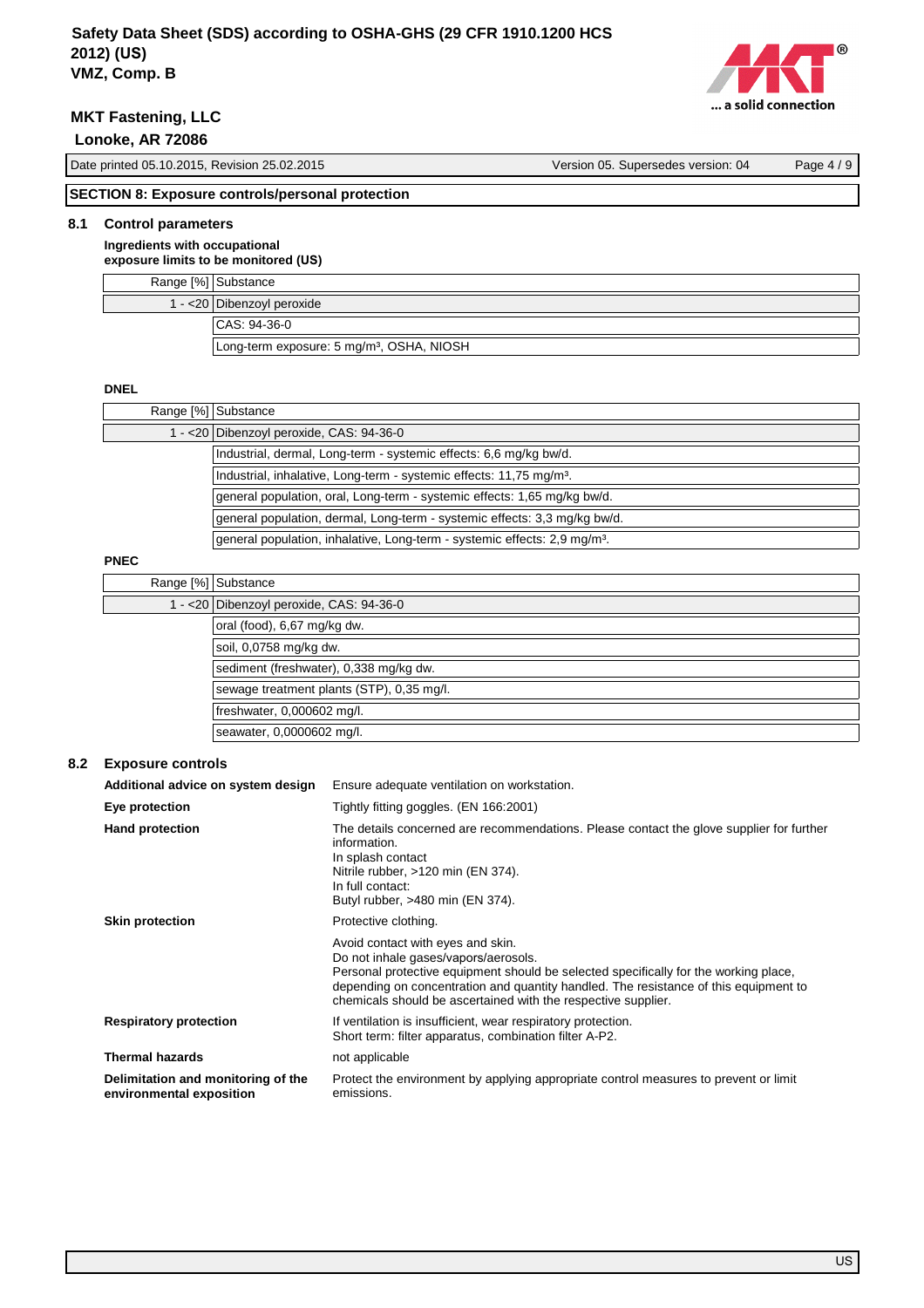## SECTION 8: Exposure controls/personal protection

### 8.1 Control parameters

**Ingredients with occupational exposure limits to be monitored (US)**

| Range [%] | Substance |
|---|---|
| 1 - <20 | Dibenzoyl peroxide |
| | CAS: 94-36-0 |
| | Long-term exposure: 5 mg/m³, OSHA, NIOSH |

**DNEL**

| Range [%] | Substance |
|---|---|
| 1 - <20 | Dibenzoyl peroxide, CAS: 94-36-0 |
| | Industrial, dermal, Long-term - systemic effects: 6,6 mg/kg bw/d. |
| | Industrial, inhalative, Long-term - systemic effects: 11,75 mg/m³. |
| | general population, oral, Long-term - systemic effects: 1,65 mg/kg bw/d. |
| | general population, dermal, Long-term - systemic effects: 3,3 mg/kg bw/d. |
| | general population, inhalative, Long-term - systemic effects: 2,9 mg/m³. |

**PNEC**

| Range [%] | Substance |
|---|---|
| 1 - <20 | Dibenzoyl peroxide, CAS: 94-36-0 |
| | oral (food), 6,67 mg/kg dw. |
| | soil, 0,0758 mg/kg dw. |
| | sediment (freshwater), 0,338 mg/kg dw. |
| | sewage treatment plants (STP), 0,35 mg/l. |
| | freshwater, 0,000602 mg/l. |
| | seawater, 0,0000602 mg/l. |

### 8.2 Exposure controls

**Additional advice on system design**
Ensure adequate ventilation on workstation.

**Eye protection**
Tightly fitting goggles. (EN 166:2001)

**Hand protection**
The details concerned are recommendations. Please contact the glove supplier for further information.
In splash contact
Nitrile rubber, >120 min (EN 374).
In full contact:
Butyl rubber, >480 min (EN 374).

**Skin protection**
Protective clothing.

Avoid contact with eyes and skin.
Do not inhale gases/vapors/aerosols.
Personal protective equipment should be selected specifically for the working place, depending on concentration and quantity handled. The resistance of this equipment to chemicals should be ascertained with the respective supplier.

**Respiratory protection**
If ventilation is insufficient, wear respiratory protection.
Short term: filter apparatus, combination filter A-P2.

**Thermal hazards**
not applicable

**Delimitation and monitoring of the environmental exposition**
Protect the environment by applying appropriate control measures to prevent or limit emissions.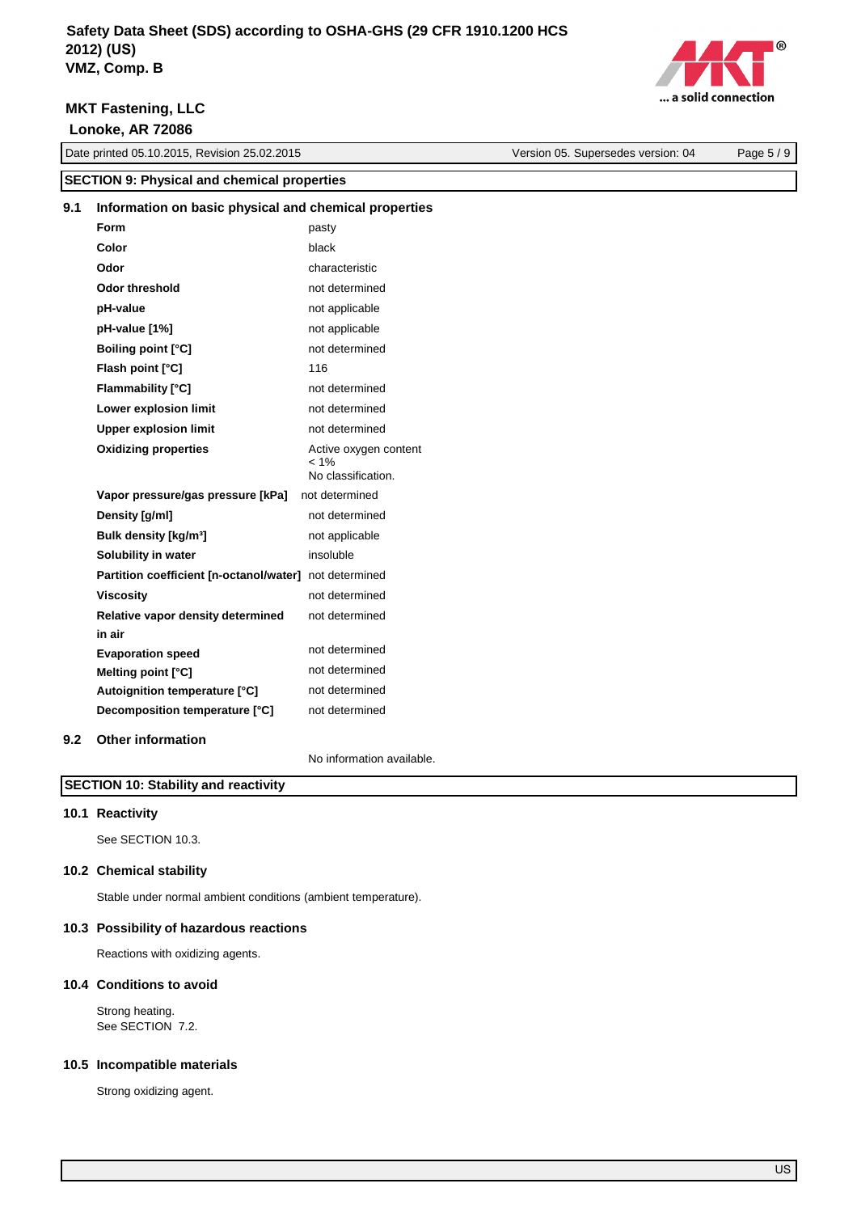## SECTION 9: Physical and chemical properties

### 9.1 Information on basic physical and chemical properties

| Property | Value |
|---|---|
| **Form** | pasty |
| **Color** | black |
| **Odor** | characteristic |
| **Odor threshold** | not determined |
| **pH-value** | not applicable |
| **pH-value [1%]** | not applicable |
| **Boiling point [°C]** | not determined |
| **Flash point [°C]** | 116 |
| **Flammability [°C]** | not determined |
| **Lower explosion limit** | not determined |
| **Upper explosion limit** | not determined |
| **Oxidizing properties** | Active oxygen content < 1% No classification. |
| **Vapor pressure/gas pressure [kPa]** | not determined |
| **Density [g/ml]** | not determined |
| **Bulk density [kg/m³]** | not applicable |
| **Solubility in water** | insoluble |
| **Partition coefficient [n-octanol/water]** | not determined |
| **Viscosity** | not determined |
| **Relative vapor density determined in air** | not determined |
| **Evaporation speed** | not determined |
| **Melting point [°C]** | not determined |
| **Autoignition temperature [°C]** | not determined |
| **Decomposition temperature [°C]** | not determined |

### 9.2 Other information

No information available.

## SECTION 10: Stability and reactivity

### 10.1 Reactivity

See SECTION 10.3.

### 10.2 Chemical stability

Stable under normal ambient conditions (ambient temperature).

### 10.3 Possibility of hazardous reactions

Reactions with oxidizing agents.

### 10.4 Conditions to avoid

Strong heating.
See SECTION 7.2.

### 10.5 Incompatible materials

Strong oxidizing agent.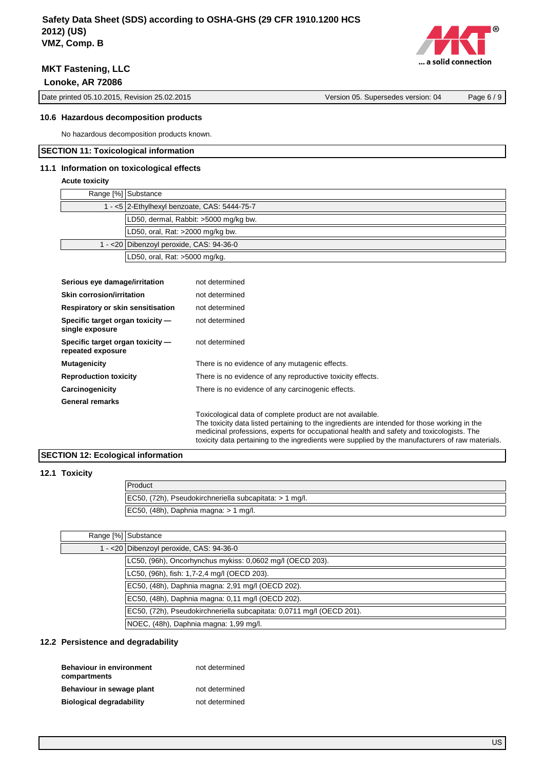### 10.6 Hazardous decomposition products

No hazardous decomposition products known.

## SECTION 11: Toxicological information

### 11.1 Information on toxicological effects

**Acute toxicity**

| Range [%] | Substance |
|---|---|
| 1 - <5 | 2-Ethylhexyl benzoate, CAS: 5444-75-7 |
| | LD50, dermal, Rabbit: >5000 mg/kg bw. |
| | LD50, oral, Rat: >2000 mg/kg bw. |
| 1 - <20 | Dibenzoyl peroxide, CAS: 94-36-0 |
| | LD50, oral, Rat: >5000 mg/kg. |

**Serious eye damage/irritation** not determined

**Skin corrosion/irritation** not determined

**Respiratory or skin sensitisation** not determined

**Specific target organ toxicity — single exposure** not determined

**Specific target organ toxicity — repeated exposure** not determined

**Mutagenicity** There is no evidence of any mutagenic effects.

**Reproduction toxicity** There is no evidence of any reproductive toxicity effects.

**Carcinogenicity** There is no evidence of any carcinogenic effects.

**General remarks**

Toxicological data of complete product are not available.
The toxicity data listed pertaining to the ingredients are intended for those working in the medicinal professions, experts for occupational health and safety and toxicologists. The toxicity data pertaining to the ingredients were supplied by the manufacturers of raw materials.

## SECTION 12: Ecological information

### 12.1 Toxicity

| Product |
|---|
| EC50, (72h), Pseudokirchneriella subcapitata: > 1 mg/l. |
| EC50, (48h), Daphnia magna: > 1 mg/l. |

| Range [%] | Substance |
|---|---|
| 1 - <20 | Dibenzoyl peroxide, CAS: 94-36-0 |
| | LC50, (96h), Oncorhynchus mykiss: 0,0602 mg/l (OECD 203). |
| | LC50, (96h), fish: 1,7-2,4 mg/l (OECD 203). |
| | EC50, (48h), Daphnia magna: 2,91 mg/l (OECD 202). |
| | EC50, (48h), Daphnia magna: 0,11 mg/l (OECD 202). |
| | EC50, (72h), Pseudokirchneriella subcapitata: 0,0711 mg/l (OECD 201). |
| | NOEC, (48h), Daphnia magna: 1,99 mg/l. |

### 12.2 Persistence and degradability

**Behaviour in environment compartments** not determined

**Behaviour in sewage plant** not determined

**Biological degradability** not determined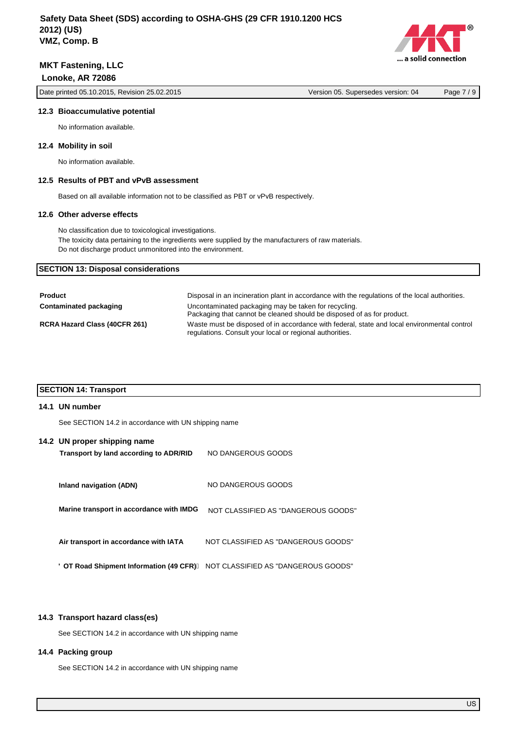### 12.3 Bioaccumulative potential

No information available.

### 12.4 Mobility in soil

No information available.

### 12.5 Results of PBT and vPvB assessment

Based on all available information not to be classified as PBT or vPvB respectively.

### 12.6 Other adverse effects

No classification due to toxicological investigations.
The toxicity data pertaining to the ingredients were supplied by the manufacturers of raw materials.
Do not discharge product unmonitored into the environment.

## SECTION 13: Disposal considerations

| | |
|---|---|
| **Product** | Disposal in an incineration plant in accordance with the regulations of the local authorities. |
| **Contaminated packaging** | Uncontaminated packaging may be taken for recycling.<br>Packaging that cannot be cleaned should be disposed of as for product. |
| **RCRA Hazard Class (40CFR 261)** | Waste must be disposed of in accordance with federal, state and local environmental control regulations. Consult your local or regional authorities. |

## SECTION 14: Transport

### 14.1 UN number

See SECTION 14.2 in accordance with UN shipping name

### 14.2 UN proper shipping name

| | |
|---|---|
| **Transport by land according to ADR/RID** | NO DANGEROUS GOODS |
| **Inland navigation (ADN)** | NO DANGEROUS GOODS |
| **Marine transport in accordance with IMDG** | NOT CLASSIFIED AS "DANGEROUS GOODS" |
| **Air transport in accordance with IATA** | NOT CLASSIFIED AS "DANGEROUS GOODS" |
| **' OT Road Shipment Information (49 CFR)** | NOT CLASSIFIED AS "DANGEROUS GOODS" |

### 14.3 Transport hazard class(es)

See SECTION 14.2 in accordance with UN shipping name

### 14.4 Packing group

See SECTION 14.2 in accordance with UN shipping name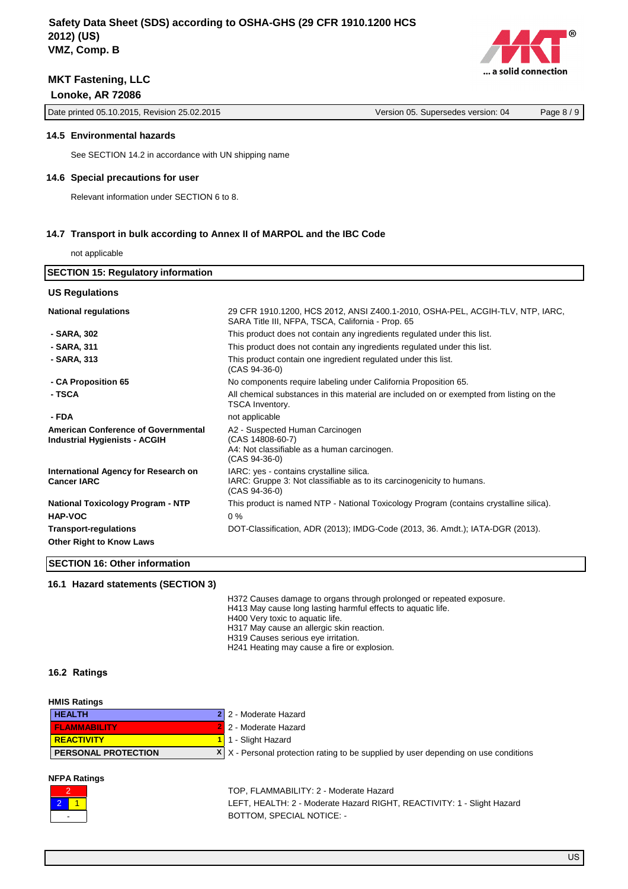### 14.5 Environmental hazards

See SECTION 14.2 in accordance with UN shipping name

### 14.6 Special precautions for user

Relevant information under SECTION 6 to 8.

### 14.7 Transport in bulk according to Annex II of MARPOL and the IBC Code

not applicable

## SECTION 15: Regulatory information

### US Regulations

| | |
|---|---|
| **National regulations** | 29 CFR 1910.1200, HCS 2012, ANSI Z400.1-2010, OSHA-PEL, ACGIH-TLV, NTP, IARC, SARA Title III, NFPA, TSCA, California - Prop. 65 |
| **- SARA, 302** | This product does not contain any ingredients regulated under this list. |
| **- SARA, 311** | This product does not contain any ingredients regulated under this list. |
| **- SARA, 313** | This product contain one ingredient regulated under this list.<br>(CAS 94-36-0) |
| **- CA Proposition 65** | No components require labeling under California Proposition 65. |
| **- TSCA** | All chemical substances in this material are included on or exempted from listing on the TSCA Inventory. |
| **- FDA** | not applicable |
| **American Conference of Governmental Industrial Hygienists - ACGIH** | A2 - Suspected Human Carcinogen<br>(CAS 14808-60-7)<br>A4: Not classifiable as a human carcinogen.<br>(CAS 94-36-0) |
| **International Agency for Research on Cancer IARC** | IARC: yes - contains crystalline silica.<br>IARC: Gruppe 3: Not classifiable as to its carcinogenicity to humans.<br>(CAS 94-36-0) |
| **National Toxicology Program - NTP** | This product is named NTP - National Toxicology Program (contains crystalline silica). |
| **HAP-VOC** | 0 % |
| **Transport-regulations** | DOT-Classification, ADR (2013); IMDG-Code (2013, 36. Amdt.); IATA-DGR (2013). |
| **Other Right to Know Laws** | |

## SECTION 16: Other information

### 16.1 Hazard statements (SECTION 3)

H372 Causes damage to organs through prolonged or repeated exposure.
H413 May cause long lasting harmful effects to aquatic life.
H400 Very toxic to aquatic life.
H317 May cause an allergic skin reaction.
H319 Causes serious eye irritation.
H241 Heating may cause a fire or explosion.

### 16.2 Ratings

**HMIS Ratings**

| | | |
|---|---|---|
| HEALTH | 2 | 2 - Moderate Hazard |
| FLAMMABILITY | 2 | 2 - Moderate Hazard |
| REACTIVITY | 1 | 1 - Slight Hazard |
| PERSONAL PROTECTION | X | X - Personal protection rating to be supplied by user depending on use conditions |

**NFPA Ratings**

| | |
|---|---|
| 2 | |
| 2 | 1 |
| - | |

TOP, FLAMMABILITY: 2 - Moderate Hazard
LEFT, HEALTH: 2 - Moderate Hazard RIGHT, REACTIVITY: 1 - Slight Hazard
BOTTOM, SPECIAL NOTICE: -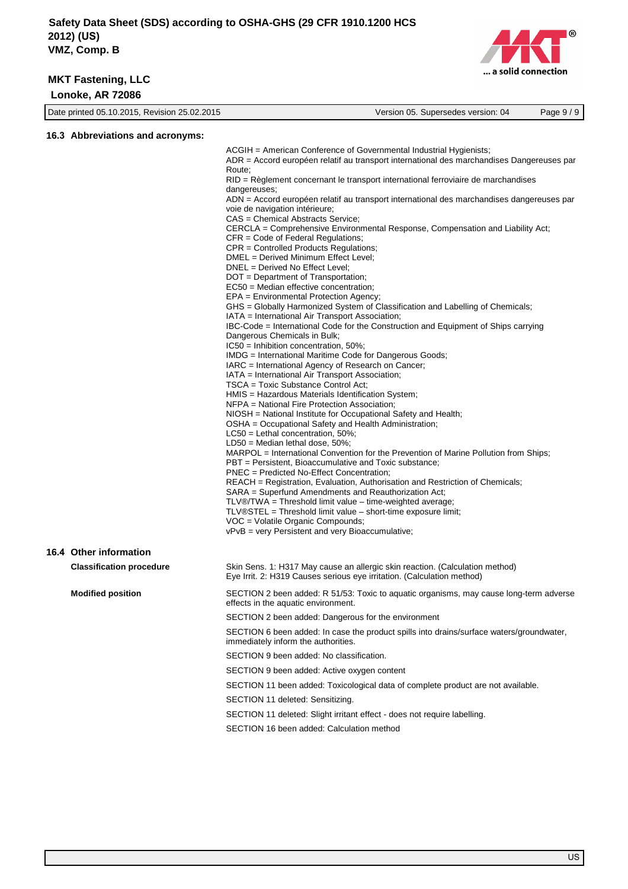## 16.3 Abbreviations and acronyms:

ACGIH = American Conference of Governmental Industrial Hygienists;
ADR = Accord européen relatif au transport international des marchandises Dangereuses par Route;
RID = Règlement concernant le transport international ferroviaire de marchandises dangereuses;
ADN = Accord européen relatif au transport international des marchandises dangereuses par voie de navigation intérieure;
CAS = Chemical Abstracts Service;
CERCLA = Comprehensive Environmental Response, Compensation and Liability Act;
CFR = Code of Federal Regulations;
CPR = Controlled Products Regulations;
DMEL = Derived Minimum Effect Level;
DNEL = Derived No Effect Level;
DOT = Department of Transportation;
EC50 = Median effective concentration;
EPA = Environmental Protection Agency;
GHS = Globally Harmonized System of Classification and Labelling of Chemicals;
IATA = International Air Transport Association;
IBC-Code = International Code for the Construction and Equipment of Ships carrying Dangerous Chemicals in Bulk;
IC50 = Inhibition concentration, 50%;
IMDG = International Maritime Code for Dangerous Goods;
IARC = International Agency of Research on Cancer;
IATA = International Air Transport Association;
TSCA = Toxic Substance Control Act;
HMIS = Hazardous Materials Identification System;
NFPA = National Fire Protection Association;
NIOSH = National Institute for Occupational Safety and Health;
OSHA = Occupational Safety and Health Administration;
LC50 = Lethal concentration, 50%;
LD50 = Median lethal dose, 50%;
MARPOL = International Convention for the Prevention of Marine Pollution from Ships;
PBT = Persistent, Bioaccumulative and Toxic substance;
PNEC = Predicted No-Effect Concentration;
REACH = Registration, Evaluation, Authorisation and Restriction of Chemicals;
SARA = Superfund Amendments and Reauthorization Act;
TLV®/TWA = Threshold limit value – time-weighted average;
TLV®STEL = Threshold limit value – short-time exposure limit;
VOC = Volatile Organic Compounds;
vPvB = very Persistent and very Bioaccumulative;

## 16.4 Other information

**Classification procedure**

Skin Sens. 1: H317 May cause an allergic skin reaction. (Calculation method)
Eye Irrit. 2: H319 Causes serious eye irritation. (Calculation method)

**Modified position**

SECTION 2 been added: R 51/53: Toxic to aquatic organisms, may cause long-term adverse effects in the aquatic environment.

SECTION 2 been added: Dangerous for the environment

SECTION 6 been added: In case the product spills into drains/surface waters/groundwater, immediately inform the authorities.

SECTION 9 been added: No classification.

SECTION 9 been added: Active oxygen content

SECTION 11 been added: Toxicological data of complete product are not available.

SECTION 11 deleted: Sensitizing.

SECTION 11 deleted: Slight irritant effect - does not require labelling.

SECTION 16 been added: Calculation method